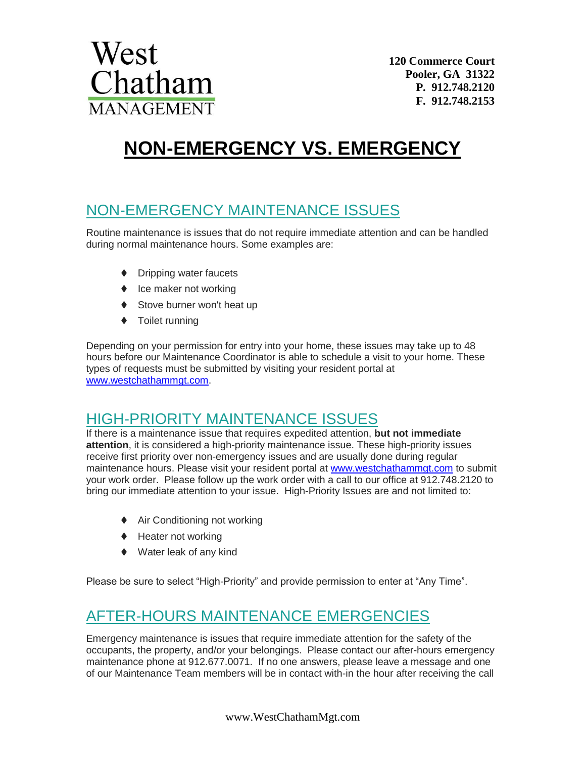West Chatham MANAGEMENT

**120 Commerce Court**
**Pooler, GA 31322**
**P. 912.748.2120**
**F. 912.748.2153**

# NON-EMERGENCY VS. EMERGENCY

## NON-EMERGENCY MAINTENANCE ISSUES

Routine maintenance is issues that do not require immediate attention and can be handled during normal maintenance hours. Some examples are:

- Dripping water faucets
- Ice maker not working
- Stove burner won't heat up
- Toilet running

Depending on your permission for entry into your home, these issues may take up to 48 hours before our Maintenance Coordinator is able to schedule a visit to your home. These types of requests must be submitted by visiting your resident portal at [www.westchathammgt.com](http://www.westchathammgt.com).

## HIGH-PRIORITY MAINTENANCE ISSUES

If there is a maintenance issue that requires expedited attention, **but not immediate attention**, it is considered a high-priority maintenance issue. These high-priority issues receive first priority over non-emergency issues and are usually done during regular maintenance hours. Please visit your resident portal at [www.westchathammgt.com](http://www.westchathammgt.com) to submit your work order. Please follow up the work order with a call to our office at 912.748.2120 to bring our immediate attention to your issue. High-Priority Issues are and not limited to:

- Air Conditioning not working
- Heater not working
- Water leak of any kind

Please be sure to select "High-Priority" and provide permission to enter at "Any Time".

## AFTER-HOURS MAINTENANCE EMERGENCIES

Emergency maintenance is issues that require immediate attention for the safety of the occupants, the property, and/or your belongings. Please contact our after-hours emergency maintenance phone at 912.677.0071. If no one answers, please leave a message and one of our Maintenance Team members will be in contact with-in the hour after receiving the call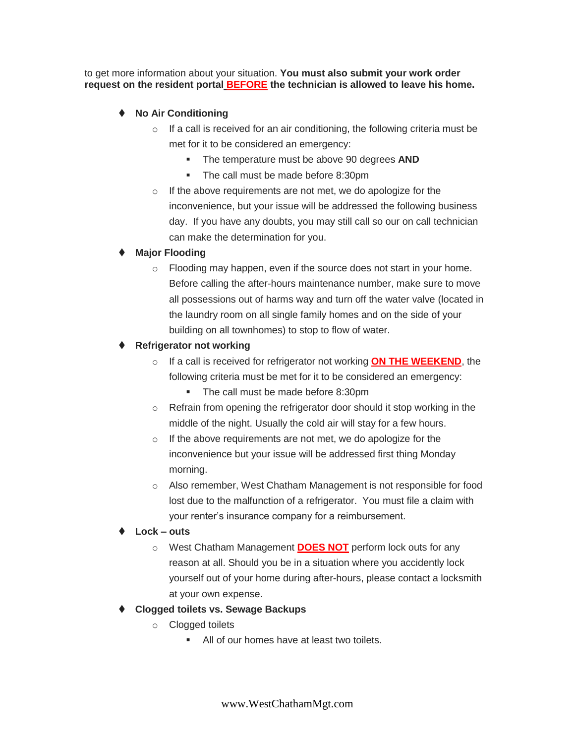to get more information about your situation. **You must also submit your work order request on the resident portal BEFORE the technician is allowed to leave his home.**

- **No Air Conditioning**
  - If a call is received for an air conditioning, the following criteria must be met for it to be considered an emergency:
    - The temperature must be above 90 degrees **AND**
    - The call must be made before 8:30pm
  - If the above requirements are not met, we do apologize for the inconvenience, but your issue will be addressed the following business day. If you have any doubts, you may still call so our on call technician can make the determination for you.
- **Major Flooding**
  - Flooding may happen, even if the source does not start in your home. Before calling the after-hours maintenance number, make sure to move all possessions out of harms way and turn off the water valve (located in the laundry room on all single family homes and on the side of your building on all townhomes) to stop to flow of water.
- **Refrigerator not working**
  - If a call is received for refrigerator not working **ON THE WEEKEND**, the following criteria must be met for it to be considered an emergency:
    - The call must be made before 8:30pm
  - Refrain from opening the refrigerator door should it stop working in the middle of the night. Usually the cold air will stay for a few hours.
  - If the above requirements are not met, we do apologize for the inconvenience but your issue will be addressed first thing Monday morning.
  - Also remember, West Chatham Management is not responsible for food lost due to the malfunction of a refrigerator. You must file a claim with your renter's insurance company for a reimbursement.
- **Lock – outs**
  - West Chatham Management **DOES NOT** perform lock outs for any reason at all. Should you be in a situation where you accidently lock yourself out of your home during after-hours, please contact a locksmith at your own expense.
- **Clogged toilets vs. Sewage Backups**
  - Clogged toilets
    - All of our homes have at least two toilets.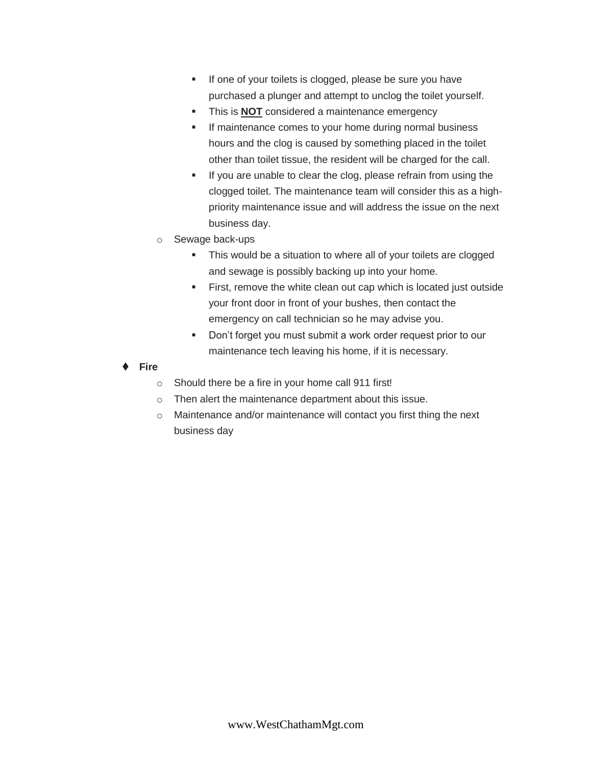- If one of your toilets is clogged, please be sure you have purchased a plunger and attempt to unclog the toilet yourself.
    - This is **NOT** considered a maintenance emergency
    - If maintenance comes to your home during normal business hours and the clog is caused by something placed in the toilet other than toilet tissue, the resident will be charged for the call.
    - If you are unable to clear the clog, please refrain from using the clogged toilet. The maintenance team will consider this as a high-priority maintenance issue and will address the issue on the next business day.
  - Sewage back-ups
    - This would be a situation to where all of your toilets are clogged and sewage is possibly backing up into your home.
    - First, remove the white clean out cap which is located just outside your front door in front of your bushes, then contact the emergency on call technician so he may advise you.
    - Don't forget you must submit a work order request prior to our maintenance tech leaving his home, if it is necessary.

- **Fire**
  - Should there be a fire in your home call 911 first!
  - Then alert the maintenance department about this issue.
  - Maintenance and/or maintenance will contact you first thing the next business day